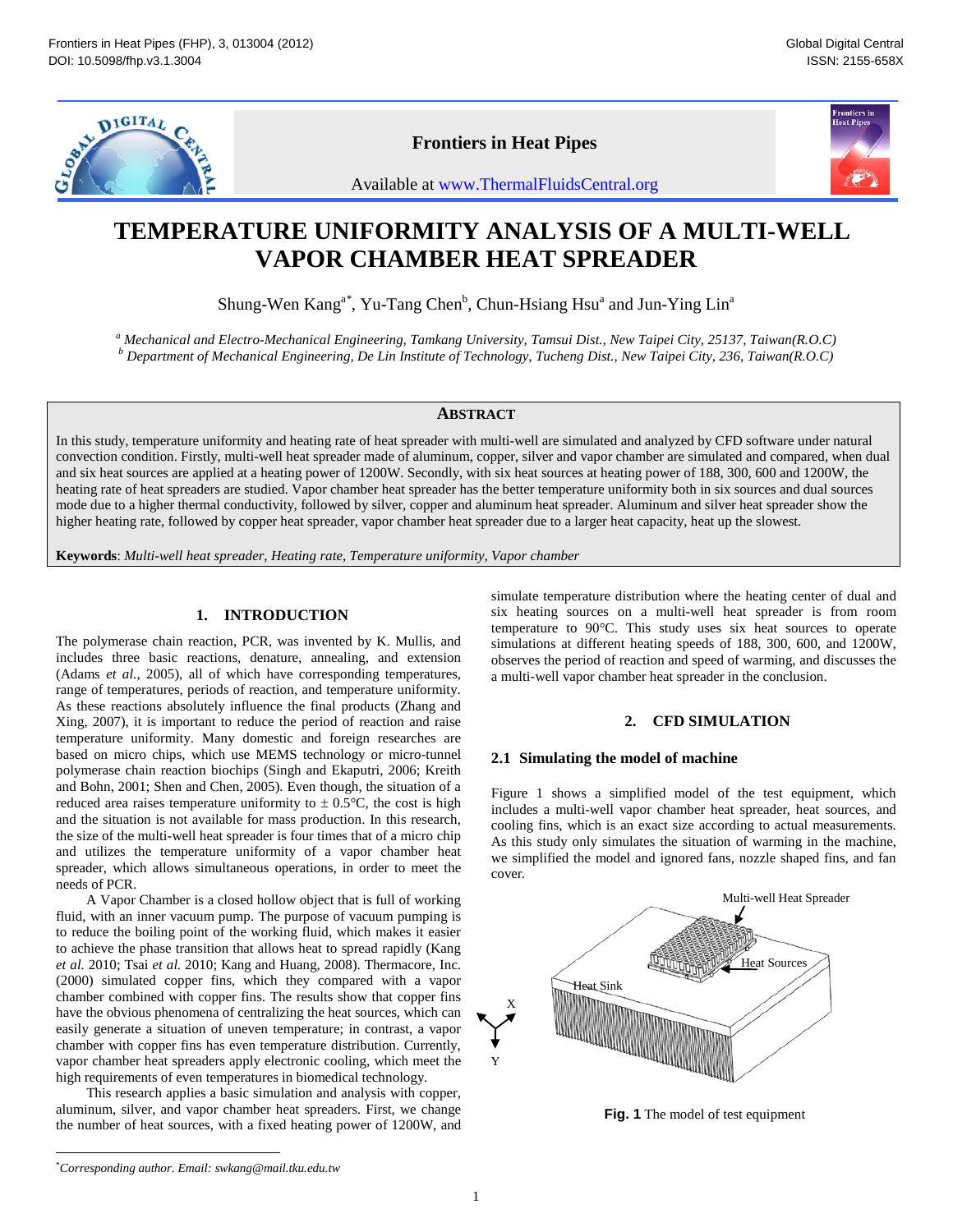# TEMPERATURE UNIFORMITY ANALYSIS OF A MULTI-WELL VAPOR CHAMBER HEAT SPREADER

Shung-Wen Kang[a*], Yu-Tang Chen[b], Chun-Hsiang Hsu[a] and Jun-Ying Lin[a]

[a] *Mechanical and Electro-Mechanical Engineering, Tamkang University, Tamsui Dist., New Taipei City, 25137, Taiwan(R.O.C)*
[b] *Department of Mechanical Engineering, De Lin Institute of Technology, Tucheng Dist., New Taipei City, 236, Taiwan(R.O.C)*

## ABSTRACT

In this study, temperature uniformity and heating rate of heat spreader with multi-well are simulated and analyzed by CFD software under natural convection condition. Firstly, multi-well heat spreader made of aluminum, copper, silver and vapor chamber are simulated and compared, when dual and six heat sources are applied at a heating power of 1200W. Secondly, with six heat sources at heating power of 188, 300, 600 and 1200W, the heating rate of heat spreaders are studied. Vapor chamber heat spreader has the better temperature uniformity both in six sources and dual sources mode due to a higher thermal conductivity, followed by silver, copper and aluminum heat spreader. Aluminum and silver heat spreader show the higher heating rate, followed by copper heat spreader, vapor chamber heat spreader due to a larger heat capacity, heat up the slowest.

**Keywords**: *Multi-well heat spreader, Heating rate, Temperature uniformity, Vapor chamber*

## 1. INTRODUCTION

The polymerase chain reaction, PCR, was invented by K. Mullis, and includes three basic reactions, denature, annealing, and extension (Adams *et al.*, 2005), all of which have corresponding temperatures, range of temperatures, periods of reaction, and temperature uniformity. As these reactions absolutely influence the final products (Zhang and Xing, 2007), it is important to reduce the period of reaction and raise temperature uniformity. Many domestic and foreign researches are based on micro chips, which use MEMS technology or micro-tunnel polymerase chain reaction biochips (Singh and Ekaputri, 2006; Kreith and Bohn, 2001; Shen and Chen, 2005). Even though, the situation of a reduced area raises temperature uniformity to ± 0.5°C, the cost is high and the situation is not available for mass production. In this research, the size of the multi-well heat spreader is four times that of a micro chip and utilizes the temperature uniformity of a vapor chamber heat spreader, which allows simultaneous operations, in order to meet the needs of PCR.

A Vapor Chamber is a closed hollow object that is full of working fluid, with an inner vacuum pump. The purpose of vacuum pumping is to reduce the boiling point of the working fluid, which makes it easier to achieve the phase transition that allows heat to spread rapidly (Kang *et al.* 2010; Tsai *et al.* 2010; Kang and Huang, 2008). Thermacore, Inc. (2000) simulated copper fins, which they compared with a vapor chamber combined with copper fins. The results show that copper fins have the obvious phenomena of centralizing the heat sources, which can easily generate a situation of uneven temperature; in contrast, a vapor chamber with copper fins has even temperature distribution. Currently, vapor chamber heat spreaders apply electronic cooling, which meet the high requirements of even temperatures in biomedical technology.

This research applies a basic simulation and analysis with copper, aluminum, silver, and vapor chamber heat spreaders. First, we change the number of heat sources, with a fixed heating power of 1200W, and simulate temperature distribution where the heating center of dual and six heating sources on a multi-well heat spreader is from room temperature to 90°C. This study uses six heat sources to operate simulations at different heating speeds of 188, 300, 600, and 1200W, observes the period of reaction and speed of warming, and discusses the a multi-well vapor chamber heat spreader in the conclusion.

## 2. CFD SIMULATION

### 2.1 Simulating the model of machine

Figure 1 shows a simplified model of the test equipment, which includes a multi-well vapor chamber heat spreader, heat sources, and cooling fins, which is an exact size according to actual measurements. As this study only simulates the situation of warming in the machine, we simplified the model and ignored fans, nozzle shaped fins, and fan cover.

**Fig. 1** The model of test equipment

[*] *Corresponding author. Email: swkang@mail.tku.edu.tw*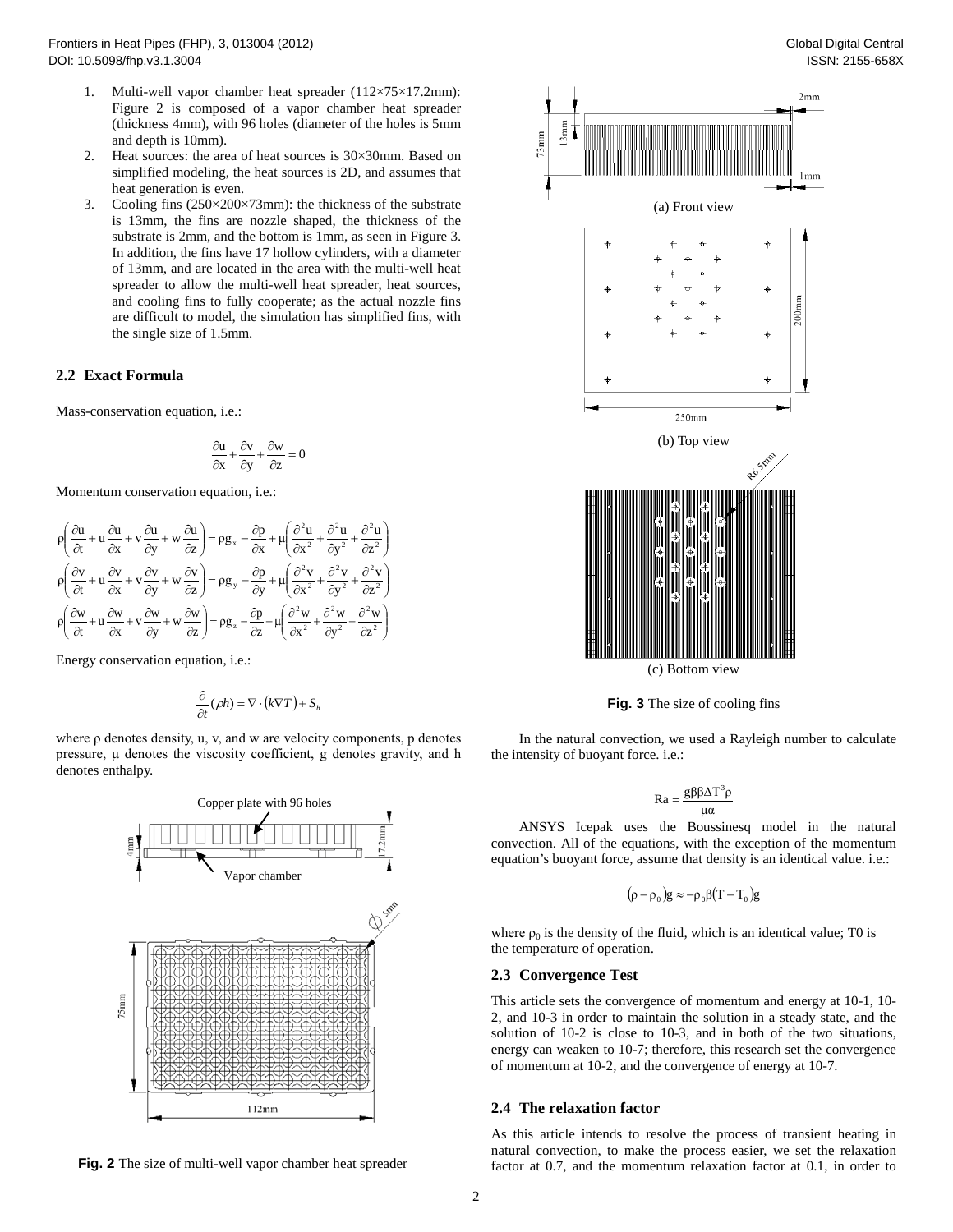1. Multi-well vapor chamber heat spreader (112×75×17.2mm): Figure 2 is composed of a vapor chamber heat spreader (thickness 4mm), with 96 holes (diameter of the holes is 5mm and depth is 10mm).
2. Heat sources: the area of heat sources is 30×30mm. Based on simplified modeling, the heat sources is 2D, and assumes that heat generation is even.
3. Cooling fins (250×200×73mm): the thickness of the substrate is 13mm, the fins are nozzle shaped, the thickness of the substrate is 2mm, and the bottom is 1mm, as seen in Figure 3. In addition, the fins have 17 hollow cylinders, with a diameter of 13mm, and are located in the area with the multi-well heat spreader to allow the multi-well heat spreader, heat sources, and cooling fins to fully cooperate; as the actual nozzle fins are difficult to model, the simulation has simplified fins, with the single size of 1.5mm.

## 2.2 Exact Formula

Mass-conservation equation, i.e.:

$$\frac{\partial u}{\partial x}+\frac{\partial v}{\partial y}+\frac{\partial w}{\partial z}=0$$

Momentum conservation equation, i.e.:

$$\rho\left(\frac{\partial u}{\partial t}+u\frac{\partial u}{\partial x}+v\frac{\partial u}{\partial y}+w\frac{\partial u}{\partial z}\right)=\rho g_x-\frac{\partial p}{\partial x}+\mu\left(\frac{\partial^2 u}{\partial x^2}+\frac{\partial^2 u}{\partial y^2}+\frac{\partial^2 u}{\partial z^2}\right)$$

$$\rho\left(\frac{\partial v}{\partial t}+u\frac{\partial v}{\partial x}+v\frac{\partial v}{\partial y}+w\frac{\partial v}{\partial z}\right)=\rho g_y-\frac{\partial p}{\partial y}+\mu\left(\frac{\partial^2 v}{\partial x^2}+\frac{\partial^2 v}{\partial y^2}+\frac{\partial^2 v}{\partial z^2}\right)$$

$$\rho\left(\frac{\partial w}{\partial t}+u\frac{\partial w}{\partial x}+v\frac{\partial w}{\partial y}+w\frac{\partial w}{\partial z}\right)=\rho g_z-\frac{\partial p}{\partial z}+\mu\left(\frac{\partial^2 w}{\partial x^2}+\frac{\partial^2 w}{\partial y^2}+\frac{\partial^2 w}{\partial z^2}\right)$$

Energy conservation equation, i.e.:

$$\frac{\partial}{\partial t}(\rho h)=\nabla\cdot(k\nabla T)+S_h$$

where ρ denotes density, u, v, and w are velocity components, p denotes pressure, μ denotes the viscosity coefficient, g denotes gravity, and h denotes enthalpy.

**Fig. 2** The size of multi-well vapor chamber heat spreader

**Fig. 3** The size of cooling fins

In the natural convection, we used a Rayleigh number to calculate the intensity of buoyant force. i.e.:

$$Ra=\frac{g\beta\beta\Delta T^3\rho}{\mu\alpha}$$

ANSYS Icepak uses the Boussinesq model in the natural convection. All of the equations, with the exception of the momentum equation's buoyant force, assume that density is an identical value. i.e.:

$$(\rho-\rho_0)g\approx-\rho_0\beta(T-T_0)g$$

where $\rho_0$ is the density of the fluid, which is an identical value; T0 is the temperature of operation.

## 2.3 Convergence Test

This article sets the convergence of momentum and energy at 10-1, 10-2, and 10-3 in order to maintain the solution in a steady state, and the solution of 10-2 is close to 10-3, and in both of the two situations, energy can weaken to 10-7; therefore, this research set the convergence of momentum at 10-2, and the convergence of energy at 10-7.

## 2.4 The relaxation factor

As this article intends to resolve the process of transient heating in natural convection, to make the process easier, we set the relaxation factor at 0.7, and the momentum relaxation factor at 0.1, in order to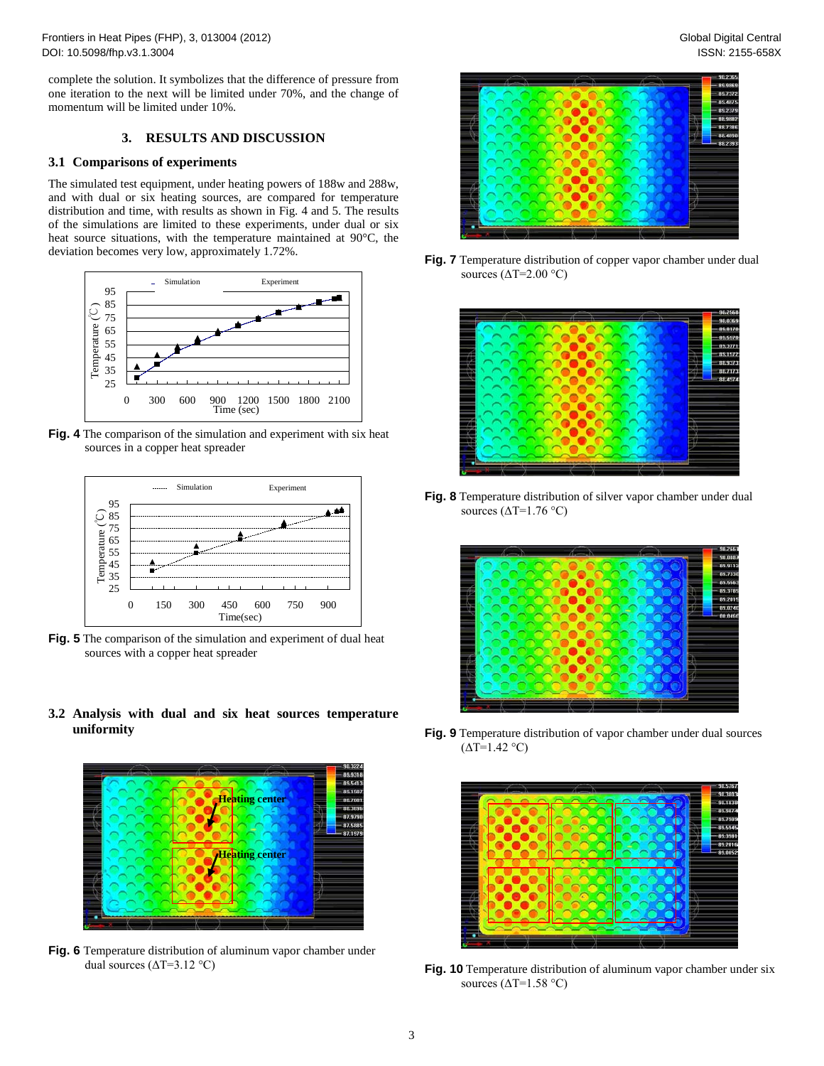complete the solution. It symbolizes that the difference of pressure from one iteration to the next will be limited under 70%, and the change of momentum will be limited under 10%.

## 3. RESULTS AND DISCUSSION

### 3.1 Comparisons of experiments

The simulated test equipment, under heating powers of 188w and 288w, and with dual or six heating sources, are compared for temperature distribution and time, with results as shown in Fig. 4 and 5. The results of the simulations are limited to these experiments, under dual or six heat source situations, with the temperature maintained at 90°C, the deviation becomes very low, approximately 1.72%.

**Fig. 4** The comparison of the simulation and experiment with six heat sources in a copper heat spreader

**Fig. 5** The comparison of the simulation and experiment of dual heat sources with a copper heat spreader

### 3.2 Analysis with dual and six heat sources temperature uniformity

**Fig. 6** Temperature distribution of aluminum vapor chamber under dual sources (ΔT=3.12 °C)

**Fig. 7** Temperature distribution of copper vapor chamber under dual sources (ΔT=2.00 °C)

**Fig. 8** Temperature distribution of silver vapor chamber under dual sources (ΔT=1.76 °C)

**Fig. 9** Temperature distribution of vapor chamber under dual sources (ΔT=1.42 °C)

**Fig. 10** Temperature distribution of aluminum vapor chamber under six sources (ΔT=1.58 °C)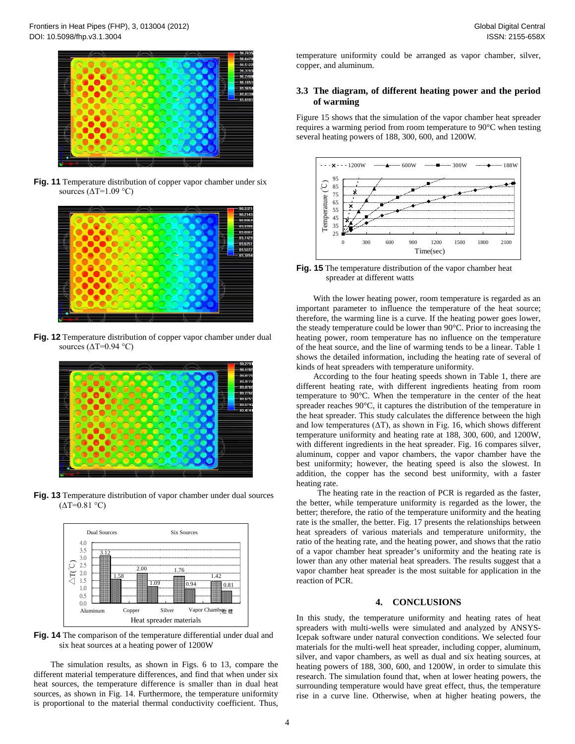**Fig. 11** Temperature distribution of copper vapor chamber under six sources (ΔT=1.09 °C)

**Fig. 12** Temperature distribution of copper vapor chamber under dual sources (ΔT=0.94 °C)

**Fig. 13** Temperature distribution of vapor chamber under dual sources (ΔT=0.81 °C)

**Fig. 14** The comparison of the temperature differential under dual and six heat sources at a heating power of 1200W

The simulation results, as shown in Figs. 6 to 13, compare the different material temperature differences, and find that when under six heat sources, the temperature difference is smaller than in dual heat sources, as shown in Fig. 14. Furthermore, the temperature uniformity is proportional to the material thermal conductivity coefficient. Thus, temperature uniformity could be arranged as vapor chamber, silver, copper, and aluminum.

### 3.3 The diagram, of different heating power and the period of warming

Figure 15 shows that the simulation of the vapor chamber heat spreader requires a warming period from room temperature to 90°C when testing several heating powers of 188, 300, 600, and 1200W.

**Fig. 15** The temperature distribution of the vapor chamber heat spreader at different watts

With the lower heating power, room temperature is regarded as an important parameter to influence the temperature of the heat source; therefore, the warming line is a curve. If the heating power goes lower, the steady temperature could be lower than 90°C. Prior to increasing the heating power, room temperature has no influence on the temperature of the heat source, and the line of warming tends to be a linear. Table 1 shows the detailed information, including the heating rate of several of kinds of heat spreaders with temperature uniformity.

According to the four heating speeds shown in Table 1, there are different heating rate, with different ingredients heating from room temperature to 90°C. When the temperature in the center of the heat spreader reaches 90°C, it captures the distribution of the temperature in the heat spreader. This study calculates the difference between the high and low temperatures (ΔT), as shown in Fig. 16, which shows different temperature uniformity and heating rate at 188, 300, 600, and 1200W, with different ingredients in the heat spreader. Fig. 16 compares silver, aluminum, copper and vapor chambers, the vapor chamber have the best uniformity; however, the heating speed is also the slowest. In addition, the copper has the second best uniformity, with a faster heating rate.

The heating rate in the reaction of PCR is regarded as the faster, the better, while temperature uniformity is regarded as the lower, the better; therefore, the ratio of the temperature uniformity and the heating rate is the smaller, the better. Fig. 17 presents the relationships between heat spreaders of various materials and temperature uniformity, the ratio of the heating rate, and the heating power, and shows that the ratio of a vapor chamber heat spreader's uniformity and the heating rate is lower than any other material heat spreaders. The results suggest that a vapor chamber heat spreader is the most suitable for application in the reaction of PCR.

## 4. CONCLUSIONS

In this study, the temperature uniformity and heating rates of heat spreaders with multi-wells were simulated and analyzed by ANSYS-Icepak software under natural convection conditions. We selected four materials for the multi-well heat spreader, including copper, aluminum, silver, and vapor chambers, as well as dual and six heating sources, at heating powers of 188, 300, 600, and 1200W, in order to simulate this research. The simulation found that, when at lower heating powers, the surrounding temperature would have great effect, thus, the temperature rise in a curve line. Otherwise, when at higher heating powers, the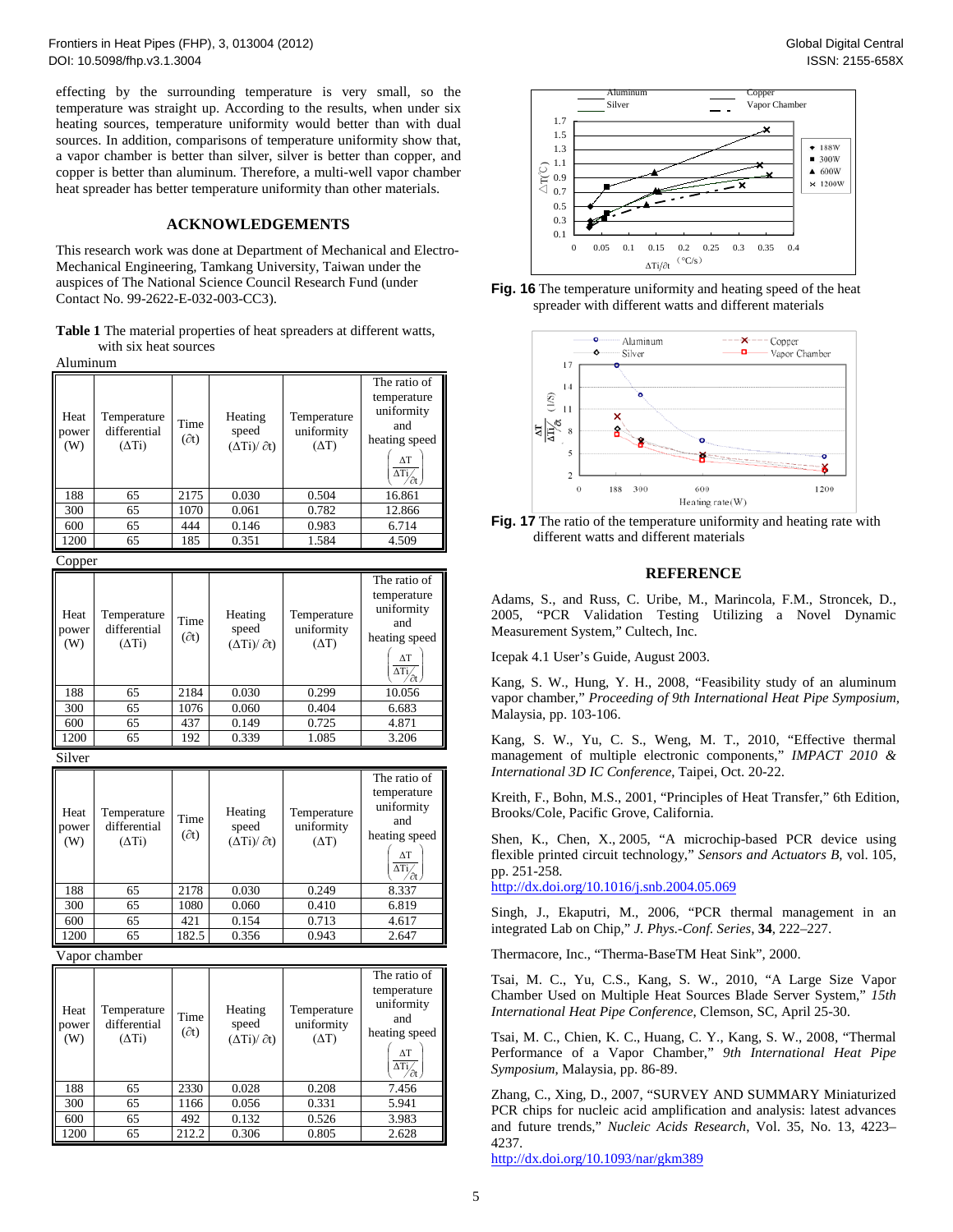effecting by the surrounding temperature is very small, so the temperature was straight up. According to the results, when under six heating sources, temperature uniformity would better than with dual sources. In addition, comparisons of temperature uniformity show that, a vapor chamber is better than silver, silver is better than copper, and copper is better than aluminum. Therefore, a multi-well vapor chamber heat spreader has better temperature uniformity than other materials.

## ACKNOWLEDGEMENTS

This research work was done at Department of Mechanical and Electro-Mechanical Engineering, Tamkang University, Taiwan under the auspices of The National Science Council Research Fund (under Contact No. 99-2622-E-032-003-CC3).

**Table 1** The material properties of heat spreaders at different watts, with six heat sources

Aluminum

| Heat power (W) | Temperature differential ($\Delta Ti$) | Time ($\partial t$) | Heating speed ($\Delta Ti/\partial t$) | Temperature uniformity ($\Delta T$) | The ratio of temperature uniformity and heating speed $\left(\frac{\Delta T}{\Delta Ti/\partial t}\right)$ |
|---|---|---|---|---|---|
| 188 | 65 | 2175 | 0.030 | 0.504 | 16.861 |
| 300 | 65 | 1070 | 0.061 | 0.782 | 12.866 |
| 600 | 65 | 444 | 0.146 | 0.983 | 6.714 |
| 1200 | 65 | 185 | 0.351 | 1.584 | 4.509 |

Copper

| Heat power (W) | Temperature differential ($\Delta Ti$) | Time ($\partial t$) | Heating speed ($\Delta Ti/\partial t$) | Temperature uniformity ($\Delta T$) | The ratio of temperature uniformity and heating speed $\left(\frac{\Delta T}{\Delta Ti/\partial t}\right)$ |
|---|---|---|---|---|---|
| 188 | 65 | 2184 | 0.030 | 0.299 | 10.056 |
| 300 | 65 | 1076 | 0.060 | 0.404 | 6.683 |
| 600 | 65 | 437 | 0.149 | 0.725 | 4.871 |
| 1200 | 65 | 192 | 0.339 | 1.085 | 3.206 |

Silver

| Heat power (W) | Temperature differential ($\Delta Ti$) | Time ($\partial t$) | Heating speed ($\Delta Ti/\partial t$) | Temperature uniformity ($\Delta T$) | The ratio of temperature uniformity and heating speed $\left(\frac{\Delta T}{\Delta Ti/\partial t}\right)$ |
|---|---|---|---|---|---|
| 188 | 65 | 2178 | 0.030 | 0.249 | 8.337 |
| 300 | 65 | 1080 | 0.060 | 0.410 | 6.819 |
| 600 | 65 | 421 | 0.154 | 0.713 | 4.617 |
| 1200 | 65 | 182.5 | 0.356 | 0.943 | 2.647 |

Vapor chamber

| Heat power (W) | Temperature differential ($\Delta Ti$) | Time ($\partial t$) | Heating speed ($\Delta Ti/\partial t$) | Temperature uniformity ($\Delta T$) | The ratio of temperature uniformity and heating speed $\left(\frac{\Delta T}{\Delta Ti/\partial t}\right)$ |
|---|---|---|---|---|---|
| 188 | 65 | 2330 | 0.028 | 0.208 | 7.456 |
| 300 | 65 | 1166 | 0.056 | 0.331 | 5.941 |
| 600 | 65 | 492 | 0.132 | 0.526 | 3.983 |
| 1200 | 65 | 212.2 | 0.306 | 0.805 | 2.628 |

Aluminum
Silver
Copper
Vapor Chamber
188W
300W
600W
1200W
△T(°C)
1.7
1.5
1.3
1.1
0.9
0.7
0.5
0.3
0.1
0
0.05
0.1
0.15
0.2
0.25
0.3
0.35
0.4
ΔTi/∂t (°C/s)

**Fig. 16** The temperature uniformity and heating speed of the heat spreader with different watts and different materials

Aluminum
Silver
Copper
Vapor Chamber
ΔT / (ΔTi/∂t) (1/S)
17
14
11
8
5
2
0
188
300
600
1200
Heating rate(W)

**Fig. 17** The ratio of the temperature uniformity and heating rate with different watts and different materials

## REFERENCE

Adams, S., and Russ, C. Uribe, M., Marincola, F.M., Stroncek, D., 2005, "PCR Validation Testing Utilizing a Novel Dynamic Measurement System," Cultech, Inc.

Icepak 4.1 User's Guide, August 2003.

Kang, S. W., Hung, Y. H., 2008, "Feasibility study of an aluminum vapor chamber," *Proceeding of 9th International Heat Pipe Symposium*, Malaysia, pp. 103-106.

Kang, S. W., Yu, C. S., Weng, M. T., 2010, "Effective thermal management of multiple electronic components," *IMPACT 2010 & International 3D IC Conference*, Taipei, Oct. 20-22.

Kreith, F., Bohn, M.S., 2001, "Principles of Heat Transfer," 6th Edition, Brooks/Cole, Pacific Grove, California.

Shen, K., Chen, X., 2005, "A microchip-based PCR device using flexible printed circuit technology," *Sensors and Actuators B*, vol. 105, pp. 251-258.
http://dx.doi.org/10.1016/j.snb.2004.05.069

Singh, J., Ekaputri, M., 2006, "PCR thermal management in an integrated Lab on Chip," *J. Phys.-Conf. Series*, **34**, 222–227.

Thermacore, Inc., "Therma-BaseTM Heat Sink", 2000.

Tsai, M. C., Yu, C.S., Kang, S. W., 2010, "A Large Size Vapor Chamber Used on Multiple Heat Sources Blade Server System," *15th International Heat Pipe Conference*, Clemson, SC, April 25-30.

Tsai, M. C., Chien, K. C., Huang, C. Y., Kang, S. W., 2008, "Thermal Performance of a Vapor Chamber," *9th International Heat Pipe Symposium*, Malaysia, pp. 86-89.

Zhang, C., Xing, D., 2007, "SURVEY AND SUMMARY Miniaturized PCR chips for nucleic acid amplification and analysis: latest advances and future trends," *Nucleic Acids Research*, Vol. 35, No. 13, 4223–4237.
http://dx.doi.org/10.1093/nar/gkm389